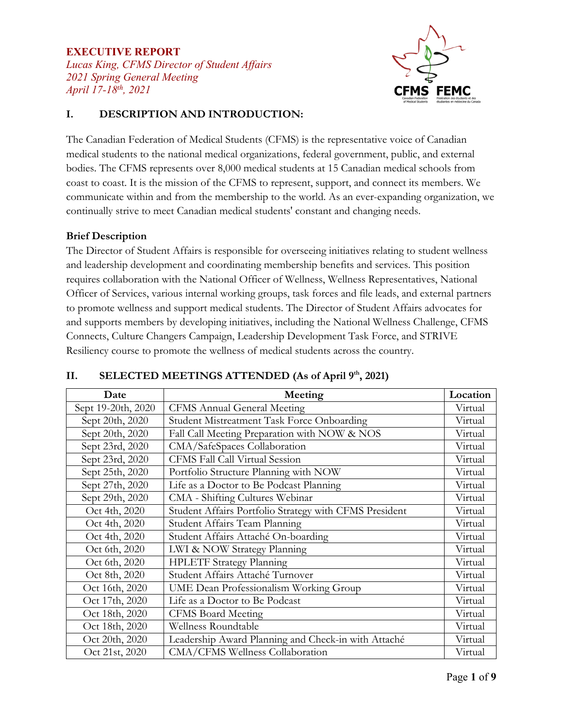**EXECUTIVE REPORT**

*Lucas King, CFMS Director of Student Affairs*
*2021 Spring General Meeting*
*April 17-18th, 2021*

## I. DESCRIPTION AND INTRODUCTION:

The Canadian Federation of Medical Students (CFMS) is the representative voice of Canadian medical students to the national medical organizations, federal government, public, and external bodies. The CFMS represents over 8,000 medical students at 15 Canadian medical schools from coast to coast. It is the mission of the CFMS to represent, support, and connect its members. We communicate within and from the membership to the world. As an ever-expanding organization, we continually strive to meet Canadian medical students' constant and changing needs.

**Brief Description**

The Director of Student Affairs is responsible for overseeing initiatives relating to student wellness and leadership development and coordinating membership benefits and services. This position requires collaboration with the National Officer of Wellness, Wellness Representatives, National Officer of Services, various internal working groups, task forces and file leads, and external partners to promote wellness and support medical students. The Director of Student Affairs advocates for and supports members by developing initiatives, including the National Wellness Challenge, CFMS Connects, Culture Changers Campaign, Leadership Development Task Force, and STRIVE Resiliency course to promote the wellness of medical students across the country.

## II. SELECTED MEETINGS ATTENDED (As of April 9th, 2021)

| Date | Meeting | Location |
|---|---|---|
| Sept 19-20th, 2020 | CFMS Annual General Meeting | Virtual |
| Sept 20th, 2020 | Student Mistreatment Task Force Onboarding | Virtual |
| Sept 20th, 2020 | Fall Call Meeting Preparation with NOW & NOS | Virtual |
| Sept 23rd, 2020 | CMA/SafeSpaces Collaboration | Virtual |
| Sept 23rd, 2020 | CFMS Fall Call Virtual Session | Virtual |
| Sept 25th, 2020 | Portfolio Structure Planning with NOW | Virtual |
| Sept 27th, 2020 | Life as a Doctor to Be Podcast Planning | Virtual |
| Sept 29th, 2020 | CMA - Shifting Cultures Webinar | Virtual |
| Oct 4th, 2020 | Student Affairs Portfolio Strategy with CFMS President | Virtual |
| Oct 4th, 2020 | Student Affairs Team Planning | Virtual |
| Oct 4th, 2020 | Student Affairs Attaché On-boarding | Virtual |
| Oct 6th, 2020 | LWI & NOW Strategy Planning | Virtual |
| Oct 6th, 2020 | HPLETF Strategy Planning | Virtual |
| Oct 8th, 2020 | Student Affairs Attaché Turnover | Virtual |
| Oct 16th, 2020 | UME Dean Professionalism Working Group | Virtual |
| Oct 17th, 2020 | Life as a Doctor to Be Podcast | Virtual |
| Oct 18th, 2020 | CFMS Board Meeting | Virtual |
| Oct 18th, 2020 | Wellness Roundtable | Virtual |
| Oct 20th, 2020 | Leadership Award Planning and Check-in with Attaché | Virtual |
| Oct 21st, 2020 | CMA/CFMS Wellness Collaboration | Virtual |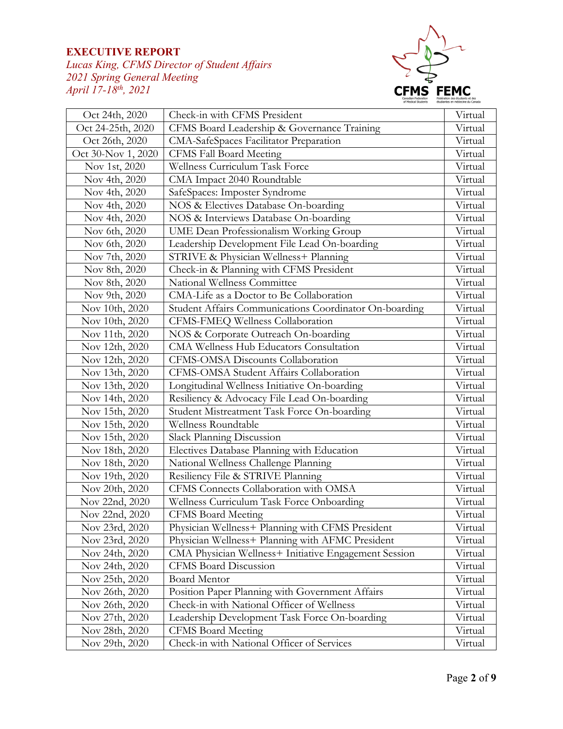**EXECUTIVE REPORT**
*Lucas King, CFMS Director of Student Affairs*
*2021 Spring General Meeting*
*April 17-18th, 2021*

| Oct 24th, 2020 | Check-in with CFMS President | Virtual |
|---|---|---|
| Oct 24-25th, 2020 | CFMS Board Leadership & Governance Training | Virtual |
| Oct 26th, 2020 | CMA-SafeSpaces Facilitator Preparation | Virtual |
| Oct 30-Nov 1, 2020 | CFMS Fall Board Meeting | Virtual |
| Nov 1st, 2020 | Wellness Curriculum Task Force | Virtual |
| Nov 4th, 2020 | CMA Impact 2040 Roundtable | Virtual |
| Nov 4th, 2020 | SafeSpaces: Imposter Syndrome | Virtual |
| Nov 4th, 2020 | NOS & Electives Database On-boarding | Virtual |
| Nov 4th, 2020 | NOS & Interviews Database On-boarding | Virtual |
| Nov 6th, 2020 | UME Dean Professionalism Working Group | Virtual |
| Nov 6th, 2020 | Leadership Development File Lead On-boarding | Virtual |
| Nov 7th, 2020 | STRIVE & Physician Wellness+ Planning | Virtual |
| Nov 8th, 2020 | Check-in & Planning with CFMS President | Virtual |
| Nov 8th, 2020 | National Wellness Committee | Virtual |
| Nov 9th, 2020 | CMA-Life as a Doctor to Be Collaboration | Virtual |
| Nov 10th, 2020 | Student Affairs Communications Coordinator On-boarding | Virtual |
| Nov 10th, 2020 | CFMS-FMEQ Wellness Collaboration | Virtual |
| Nov 11th, 2020 | NOS & Corporate Outreach On-boarding | Virtual |
| Nov 12th, 2020 | CMA Wellness Hub Educators Consultation | Virtual |
| Nov 12th, 2020 | CFMS-OMSA Discounts Collaboration | Virtual |
| Nov 13th, 2020 | CFMS-OMSA Student Affairs Collaboration | Virtual |
| Nov 13th, 2020 | Longitudinal Wellness Initiative On-boarding | Virtual |
| Nov 14th, 2020 | Resiliency & Advocacy File Lead On-boarding | Virtual |
| Nov 15th, 2020 | Student Mistreatment Task Force On-boarding | Virtual |
| Nov 15th, 2020 | Wellness Roundtable | Virtual |
| Nov 15th, 2020 | Slack Planning Discussion | Virtual |
| Nov 18th, 2020 | Electives Database Planning with Education | Virtual |
| Nov 18th, 2020 | National Wellness Challenge Planning | Virtual |
| Nov 19th, 2020 | Resiliency File & STRIVE Planning | Virtual |
| Nov 20th, 2020 | CFMS Connects Collaboration with OMSA | Virtual |
| Nov 22nd, 2020 | Wellness Curriculum Task Force Onboarding | Virtual |
| Nov 22nd, 2020 | CFMS Board Meeting | Virtual |
| Nov 23rd, 2020 | Physician Wellness+ Planning with CFMS President | Virtual |
| Nov 23rd, 2020 | Physician Wellness+ Planning with AFMC President | Virtual |
| Nov 24th, 2020 | CMA Physician Wellness+ Initiative Engagement Session | Virtual |
| Nov 24th, 2020 | CFMS Board Discussion | Virtual |
| Nov 25th, 2020 | Board Mentor | Virtual |
| Nov 26th, 2020 | Position Paper Planning with Government Affairs | Virtual |
| Nov 26th, 2020 | Check-in with National Officer of Wellness | Virtual |
| Nov 27th, 2020 | Leadership Development Task Force On-boarding | Virtual |
| Nov 28th, 2020 | CFMS Board Meeting | Virtual |
| Nov 29th, 2020 | Check-in with National Officer of Services | Virtual |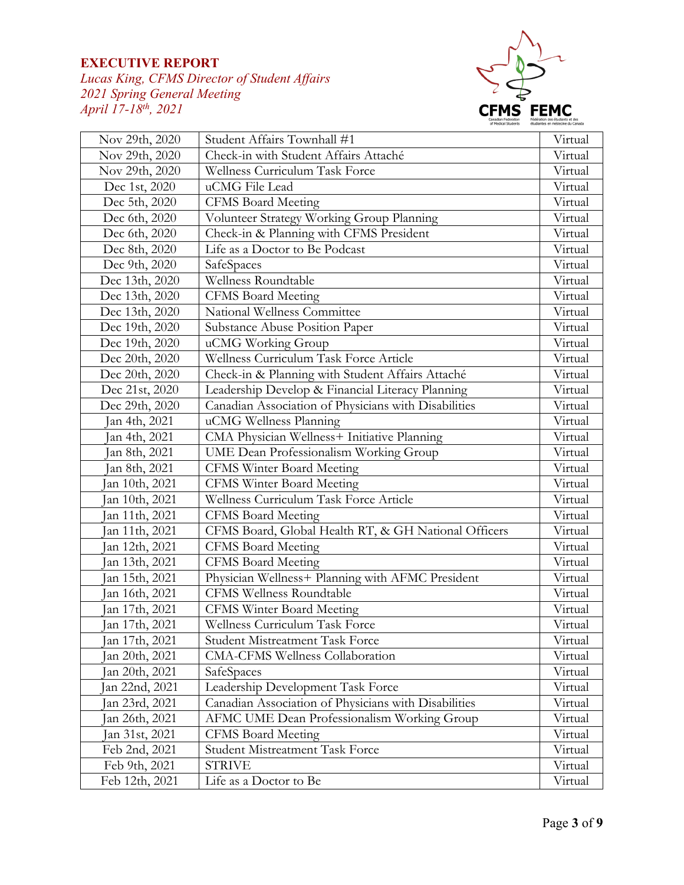| Nov 29th, 2020 | Student Affairs Townhall #1 | Virtual |
|---|---|---|
| Nov 29th, 2020 | Check-in with Student Affairs Attaché | Virtual |
| Nov 29th, 2020 | Wellness Curriculum Task Force | Virtual |
| Dec 1st, 2020 | uCMG File Lead | Virtual |
| Dec 5th, 2020 | CFMS Board Meeting | Virtual |
| Dec 6th, 2020 | Volunteer Strategy Working Group Planning | Virtual |
| Dec 6th, 2020 | Check-in & Planning with CFMS President | Virtual |
| Dec 8th, 2020 | Life as a Doctor to Be Podcast | Virtual |
| Dec 9th, 2020 | SafeSpaces | Virtual |
| Dec 13th, 2020 | Wellness Roundtable | Virtual |
| Dec 13th, 2020 | CFMS Board Meeting | Virtual |
| Dec 13th, 2020 | National Wellness Committee | Virtual |
| Dec 19th, 2020 | Substance Abuse Position Paper | Virtual |
| Dec 19th, 2020 | uCMG Working Group | Virtual |
| Dec 20th, 2020 | Wellness Curriculum Task Force Article | Virtual |
| Dec 20th, 2020 | Check-in & Planning with Student Affairs Attaché | Virtual |
| Dec 21st, 2020 | Leadership Develop & Financial Literacy Planning | Virtual |
| Dec 29th, 2020 | Canadian Association of Physicians with Disabilities | Virtual |
| Jan 4th, 2021 | uCMG Wellness Planning | Virtual |
| Jan 4th, 2021 | CMA Physician Wellness+ Initiative Planning | Virtual |
| Jan 8th, 2021 | UME Dean Professionalism Working Group | Virtual |
| Jan 8th, 2021 | CFMS Winter Board Meeting | Virtual |
| Jan 10th, 2021 | CFMS Winter Board Meeting | Virtual |
| Jan 10th, 2021 | Wellness Curriculum Task Force Article | Virtual |
| Jan 11th, 2021 | CFMS Board Meeting | Virtual |
| Jan 11th, 2021 | CFMS Board, Global Health RT, & GH National Officers | Virtual |
| Jan 12th, 2021 | CFMS Board Meeting | Virtual |
| Jan 13th, 2021 | CFMS Board Meeting | Virtual |
| Jan 15th, 2021 | Physician Wellness+ Planning with AFMC President | Virtual |
| Jan 16th, 2021 | CFMS Wellness Roundtable | Virtual |
| Jan 17th, 2021 | CFMS Winter Board Meeting | Virtual |
| Jan 17th, 2021 | Wellness Curriculum Task Force | Virtual |
| Jan 17th, 2021 | Student Mistreatment Task Force | Virtual |
| Jan 20th, 2021 | CMA-CFMS Wellness Collaboration | Virtual |
| Jan 20th, 2021 | SafeSpaces | Virtual |
| Jan 22nd, 2021 | Leadership Development Task Force | Virtual |
| Jan 23rd, 2021 | Canadian Association of Physicians with Disabilities | Virtual |
| Jan 26th, 2021 | AFMC UME Dean Professionalism Working Group | Virtual |
| Jan 31st, 2021 | CFMS Board Meeting | Virtual |
| Feb 2nd, 2021 | Student Mistreatment Task Force | Virtual |
| Feb 9th, 2021 | STRIVE | Virtual |
| Feb 12th, 2021 | Life as a Doctor to Be | Virtual |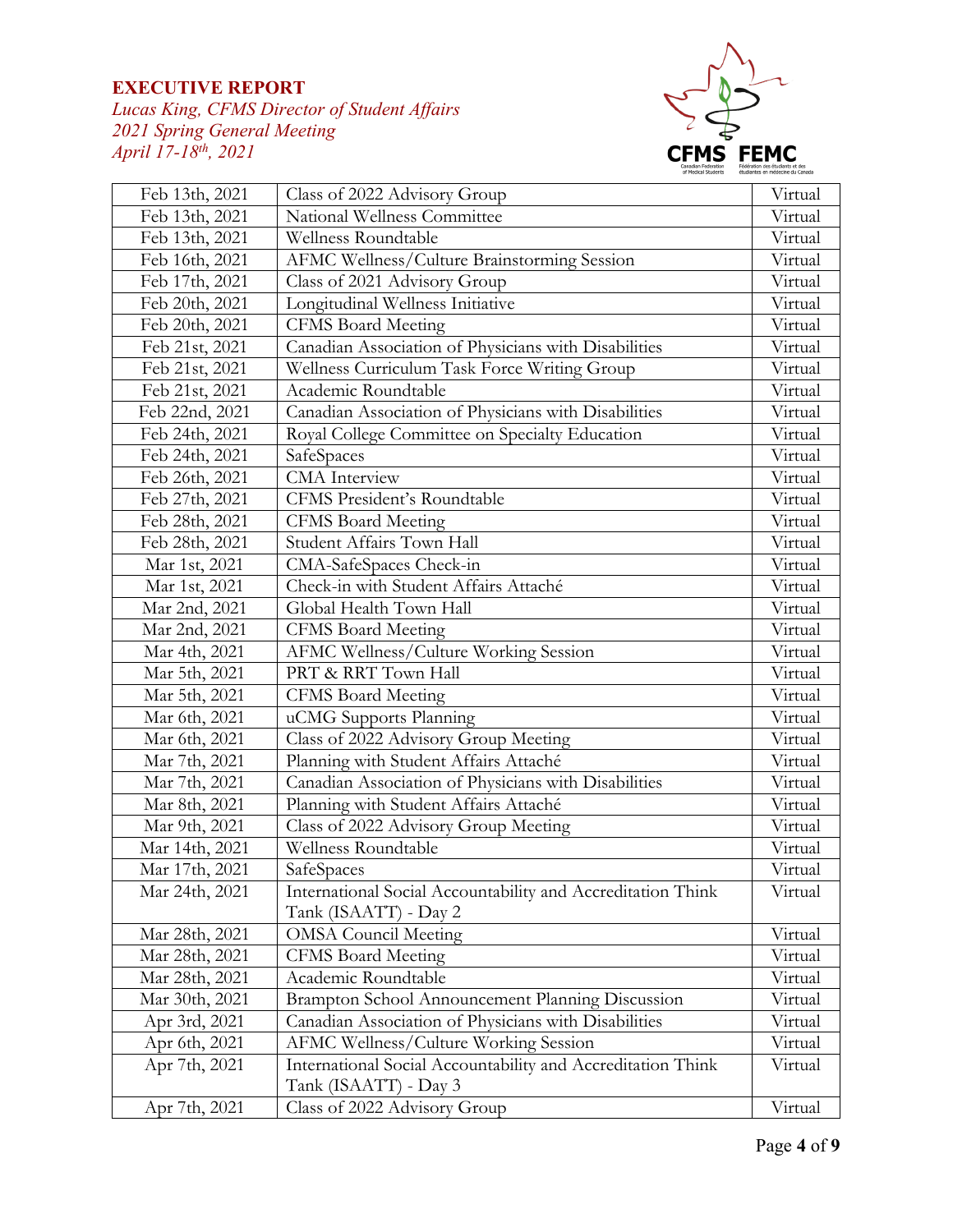| Feb 13th, 2021 | Class of 2022 Advisory Group | Virtual |
|---|---|---|
| Feb 13th, 2021 | National Wellness Committee | Virtual |
| Feb 13th, 2021 | Wellness Roundtable | Virtual |
| Feb 16th, 2021 | AFMC Wellness/Culture Brainstorming Session | Virtual |
| Feb 17th, 2021 | Class of 2021 Advisory Group | Virtual |
| Feb 20th, 2021 | Longitudinal Wellness Initiative | Virtual |
| Feb 20th, 2021 | CFMS Board Meeting | Virtual |
| Feb 21st, 2021 | Canadian Association of Physicians with Disabilities | Virtual |
| Feb 21st, 2021 | Wellness Curriculum Task Force Writing Group | Virtual |
| Feb 21st, 2021 | Academic Roundtable | Virtual |
| Feb 22nd, 2021 | Canadian Association of Physicians with Disabilities | Virtual |
| Feb 24th, 2021 | Royal College Committee on Specialty Education | Virtual |
| Feb 24th, 2021 | SafeSpaces | Virtual |
| Feb 26th, 2021 | CMA Interview | Virtual |
| Feb 27th, 2021 | CFMS President's Roundtable | Virtual |
| Feb 28th, 2021 | CFMS Board Meeting | Virtual |
| Feb 28th, 2021 | Student Affairs Town Hall | Virtual |
| Mar 1st, 2021 | CMA-SafeSpaces Check-in | Virtual |
| Mar 1st, 2021 | Check-in with Student Affairs Attaché | Virtual |
| Mar 2nd, 2021 | Global Health Town Hall | Virtual |
| Mar 2nd, 2021 | CFMS Board Meeting | Virtual |
| Mar 4th, 2021 | AFMC Wellness/Culture Working Session | Virtual |
| Mar 5th, 2021 | PRT & RRT Town Hall | Virtual |
| Mar 5th, 2021 | CFMS Board Meeting | Virtual |
| Mar 6th, 2021 | uCMG Supports Planning | Virtual |
| Mar 6th, 2021 | Class of 2022 Advisory Group Meeting | Virtual |
| Mar 7th, 2021 | Planning with Student Affairs Attaché | Virtual |
| Mar 7th, 2021 | Canadian Association of Physicians with Disabilities | Virtual |
| Mar 8th, 2021 | Planning with Student Affairs Attaché | Virtual |
| Mar 9th, 2021 | Class of 2022 Advisory Group Meeting | Virtual |
| Mar 14th, 2021 | Wellness Roundtable | Virtual |
| Mar 17th, 2021 | SafeSpaces | Virtual |
| Mar 24th, 2021 | International Social Accountability and Accreditation Think Tank (ISAATT) - Day 2 | Virtual |
| Mar 28th, 2021 | OMSA Council Meeting | Virtual |
| Mar 28th, 2021 | CFMS Board Meeting | Virtual |
| Mar 28th, 2021 | Academic Roundtable | Virtual |
| Mar 30th, 2021 | Brampton School Announcement Planning Discussion | Virtual |
| Apr 3rd, 2021 | Canadian Association of Physicians with Disabilities | Virtual |
| Apr 6th, 2021 | AFMC Wellness/Culture Working Session | Virtual |
| Apr 7th, 2021 | International Social Accountability and Accreditation Think Tank (ISAATT) - Day 3 | Virtual |
| Apr 7th, 2021 | Class of 2022 Advisory Group | Virtual |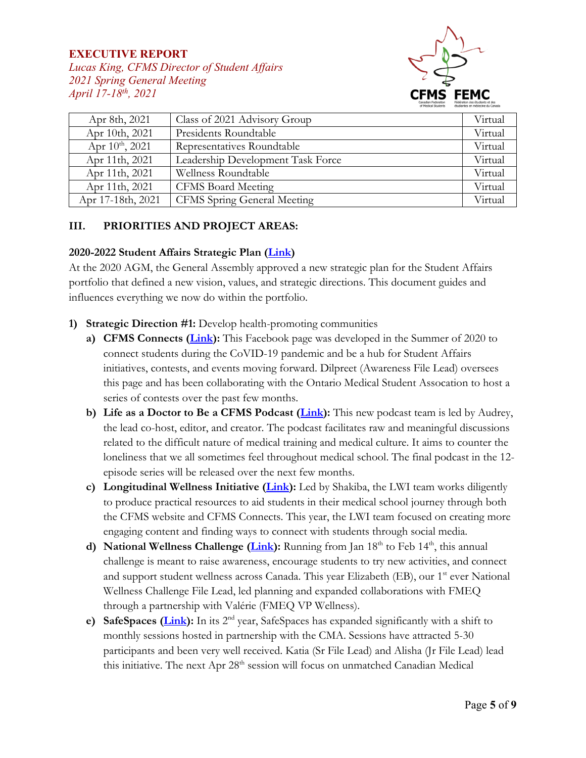**EXECUTIVE REPORT**
*Lucas King, CFMS Director of Student Affairs*
*2021 Spring General Meeting*
*April 17-18th, 2021*

| | | |
|---|---|---|
| Apr 8th, 2021 | Class of 2021 Advisory Group | Virtual |
| Apr 10th, 2021 | Presidents Roundtable | Virtual |
| Apr 10th, 2021 | Representatives Roundtable | Virtual |
| Apr 11th, 2021 | Leadership Development Task Force | Virtual |
| Apr 11th, 2021 | Wellness Roundtable | Virtual |
| Apr 11th, 2021 | CFMS Board Meeting | Virtual |
| Apr 17-18th, 2021 | CFMS Spring General Meeting | Virtual |

## III. PRIORITIES AND PROJECT AREAS:

**2020-2022 Student Affairs Strategic Plan (Link)**

At the 2020 AGM, the General Assembly approved a new strategic plan for the Student Affairs portfolio that defined a new vision, values, and strategic directions. This document guides and influences everything we now do within the portfolio.

1) **Strategic Direction #1:** Develop health-promoting communities
   a) **CFMS Connects (Link):** This Facebook page was developed in the Summer of 2020 to connect students during the CoVID-19 pandemic and be a hub for Student Affairs initiatives, contests, and events moving forward. Dilpreet (Awareness File Lead) oversees this page and has been collaborating with the Ontario Medical Student Assocation to host a series of contests over the past few months.
   b) **Life as a Doctor to Be a CFMS Podcast (Link):** This new podcast team is led by Audrey, the lead co-host, editor, and creator. The podcast facilitates raw and meaningful discussions related to the difficult nature of medical training and medical culture. It aims to counter the loneliness that we all sometimes feel throughout medical school. The final podcast in the 12-episode series will be released over the next few months.
   c) **Longitudinal Wellness Initiative (Link):** Led by Shakiba, the LWI team works diligently to produce practical resources to aid students in their medical school journey through both the CFMS website and CFMS Connects. This year, the LWI team focused on creating more engaging content and finding ways to connect with students through social media.
   d) **National Wellness Challenge (Link):** Running from Jan 18th to Feb 14th, this annual challenge is meant to raise awareness, encourage students to try new activities, and connect and support student wellness across Canada. This year Elizabeth (EB), our 1st ever National Wellness Challenge File Lead, led planning and expanded collaborations with FMEQ through a partnership with Valérie (FMEQ VP Wellness).
   e) **SafeSpaces (Link):** In its 2nd year, SafeSpaces has expanded significantly with a shift to monthly sessions hosted in partnership with the CMA. Sessions have attracted 5-30 participants and been very well received. Katia (Sr File Lead) and Alisha (Jr File Lead) lead this initiative. The next Apr 28th session will focus on unmatched Canadian Medical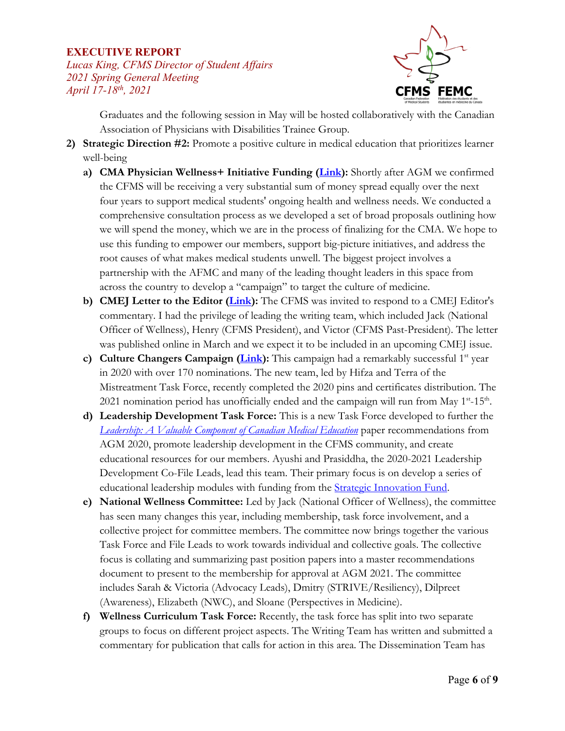Graduates and the following session in May will be hosted collaboratively with the Canadian Association of Physicians with Disabilities Trainee Group.

2) **Strategic Direction #2:** Promote a positive culture in medical education that prioritizes learner well-being

   a) **CMA Physician Wellness+ Initiative Funding (Link):** Shortly after AGM we confirmed the CFMS will be receiving a very substantial sum of money spread equally over the next four years to support medical students' ongoing health and wellness needs. We conducted a comprehensive consultation process as we developed a set of broad proposals outlining how we will spend the money, which we are in the process of finalizing for the CMA. We hope to use this funding to empower our members, support big-picture initiatives, and address the root causes of what makes medical students unwell. The biggest project involves a partnership with the AFMC and many of the leading thought leaders in this space from across the country to develop a "campaign" to target the culture of medicine.

   b) **CMEJ Letter to the Editor (Link):** The CFMS was invited to respond to a CMEJ Editor's commentary. I had the privilege of leading the writing team, which included Jack (National Officer of Wellness), Henry (CFMS President), and Victor (CFMS Past-President). The letter was published online in March and we expect it to be included in an upcoming CMEJ issue.

   c) **Culture Changers Campaign (Link):** This campaign had a remarkably successful 1st year in 2020 with over 170 nominations. The new team, led by Hifza and Terra of the Mistreatment Task Force, recently completed the 2020 pins and certificates distribution. The 2021 nomination period has unofficially ended and the campaign will run from May 1st-15th.

   d) **Leadership Development Task Force:** This is a new Task Force developed to further the *Leadership: A Valuable Component of Canadian Medical Education* paper recommendations from AGM 2020, promote leadership development in the CFMS community, and create educational resources for our members. Ayushi and Prasiddha, the 2020-2021 Leadership Development Co-File Leads, lead this team. Their primary focus is on develop a series of educational leadership modules with funding from the Strategic Innovation Fund.

   e) **National Wellness Committee:** Led by Jack (National Officer of Wellness), the committee has seen many changes this year, including membership, task force involvement, and a collective project for committee members. The committee now brings together the various Task Force and File Leads to work towards individual and collective goals. The collective focus is collating and summarizing past position papers into a master recommendations document to present to the membership for approval at AGM 2021. The committee includes Sarah & Victoria (Advocacy Leads), Dmitry (STRIVE/Resiliency), Dilpreet (Awareness), Elizabeth (NWC), and Sloane (Perspectives in Medicine).

   f) **Wellness Curriculum Task Force:** Recently, the task force has split into two separate groups to focus on different project aspects. The Writing Team has written and submitted a commentary for publication that calls for action in this area. The Dissemination Team has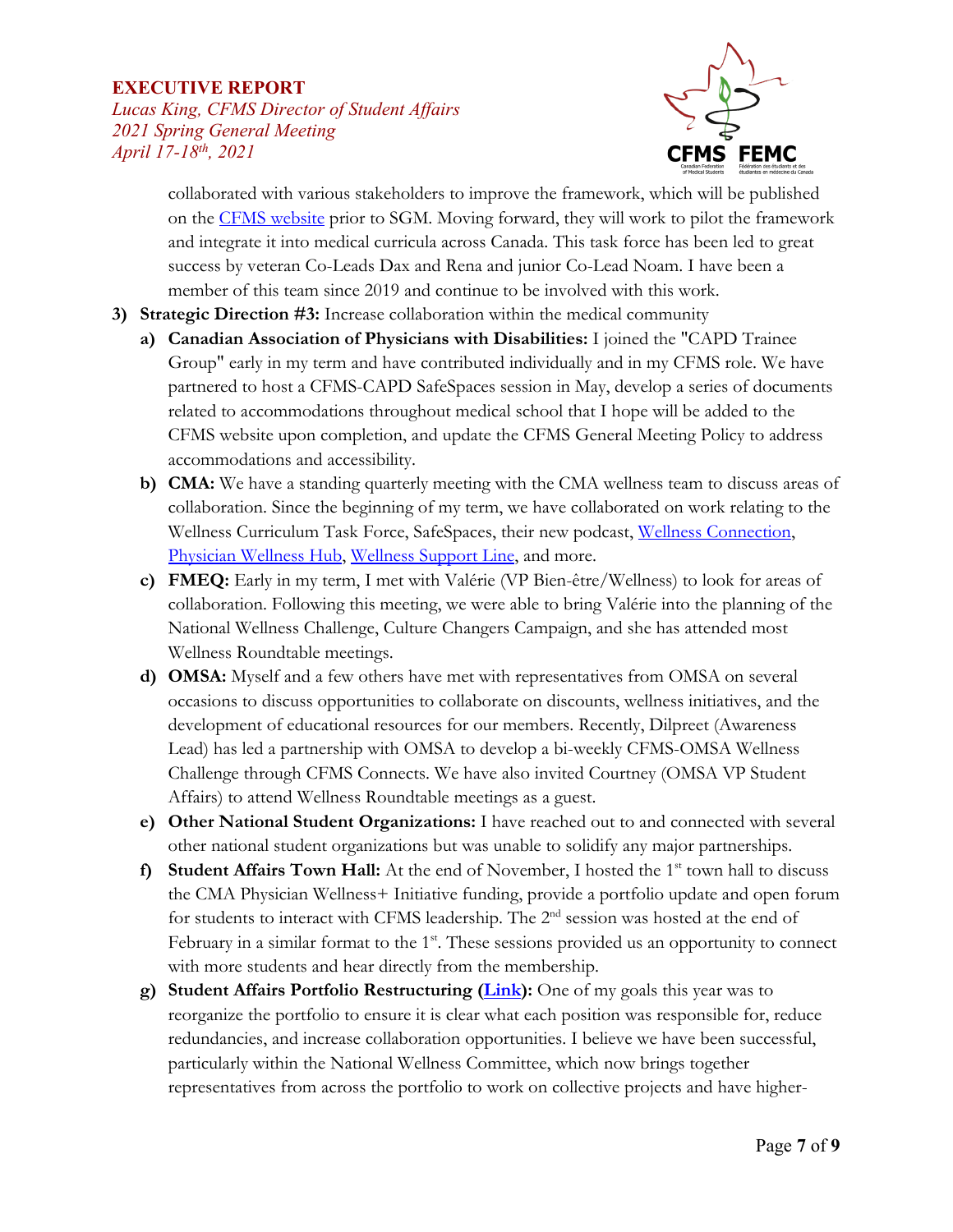collaborated with various stakeholders to improve the framework, which will be published on the CFMS website prior to SGM. Moving forward, they will work to pilot the framework and integrate it into medical curricula across Canada. This task force has been led to great success by veteran Co-Leads Dax and Rena and junior Co-Lead Noam. I have been a member of this team since 2019 and continue to be involved with this work.

3) **Strategic Direction #3:** Increase collaboration within the medical community
   a) **Canadian Association of Physicians with Disabilities:** I joined the "CAPD Trainee Group" early in my term and have contributed individually and in my CFMS role. We have partnered to host a CFMS-CAPD SafeSpaces session in May, develop a series of documents related to accommodations throughout medical school that I hope will be added to the CFMS website upon completion, and update the CFMS General Meeting Policy to address accommodations and accessibility.
   b) **CMA:** We have a standing quarterly meeting with the CMA wellness team to discuss areas of collaboration. Since the beginning of my term, we have collaborated on work relating to the Wellness Curriculum Task Force, SafeSpaces, their new podcast, Wellness Connection, Physician Wellness Hub, Wellness Support Line, and more.
   c) **FMEQ:** Early in my term, I met with Valérie (VP Bien-être/Wellness) to look for areas of collaboration. Following this meeting, we were able to bring Valérie into the planning of the National Wellness Challenge, Culture Changers Campaign, and she has attended most Wellness Roundtable meetings.
   d) **OMSA:** Myself and a few others have met with representatives from OMSA on several occasions to discuss opportunities to collaborate on discounts, wellness initiatives, and the development of educational resources for our members. Recently, Dilpreet (Awareness Lead) has led a partnership with OMSA to develop a bi-weekly CFMS-OMSA Wellness Challenge through CFMS Connects. We have also invited Courtney (OMSA VP Student Affairs) to attend Wellness Roundtable meetings as a guest.
   e) **Other National Student Organizations:** I have reached out to and connected with several other national student organizations but was unable to solidify any major partnerships.
   f) **Student Affairs Town Hall:** At the end of November, I hosted the 1st town hall to discuss the CMA Physician Wellness+ Initiative funding, provide a portfolio update and open forum for students to interact with CFMS leadership. The 2nd session was hosted at the end of February in a similar format to the 1st. These sessions provided us an opportunity to connect with more students and hear directly from the membership.
   g) **Student Affairs Portfolio Restructuring (Link):** One of my goals this year was to reorganize the portfolio to ensure it is clear what each position was responsible for, reduce redundancies, and increase collaboration opportunities. I believe we have been successful, particularly within the National Wellness Committee, which now brings together representatives from across the portfolio to work on collective projects and have higher-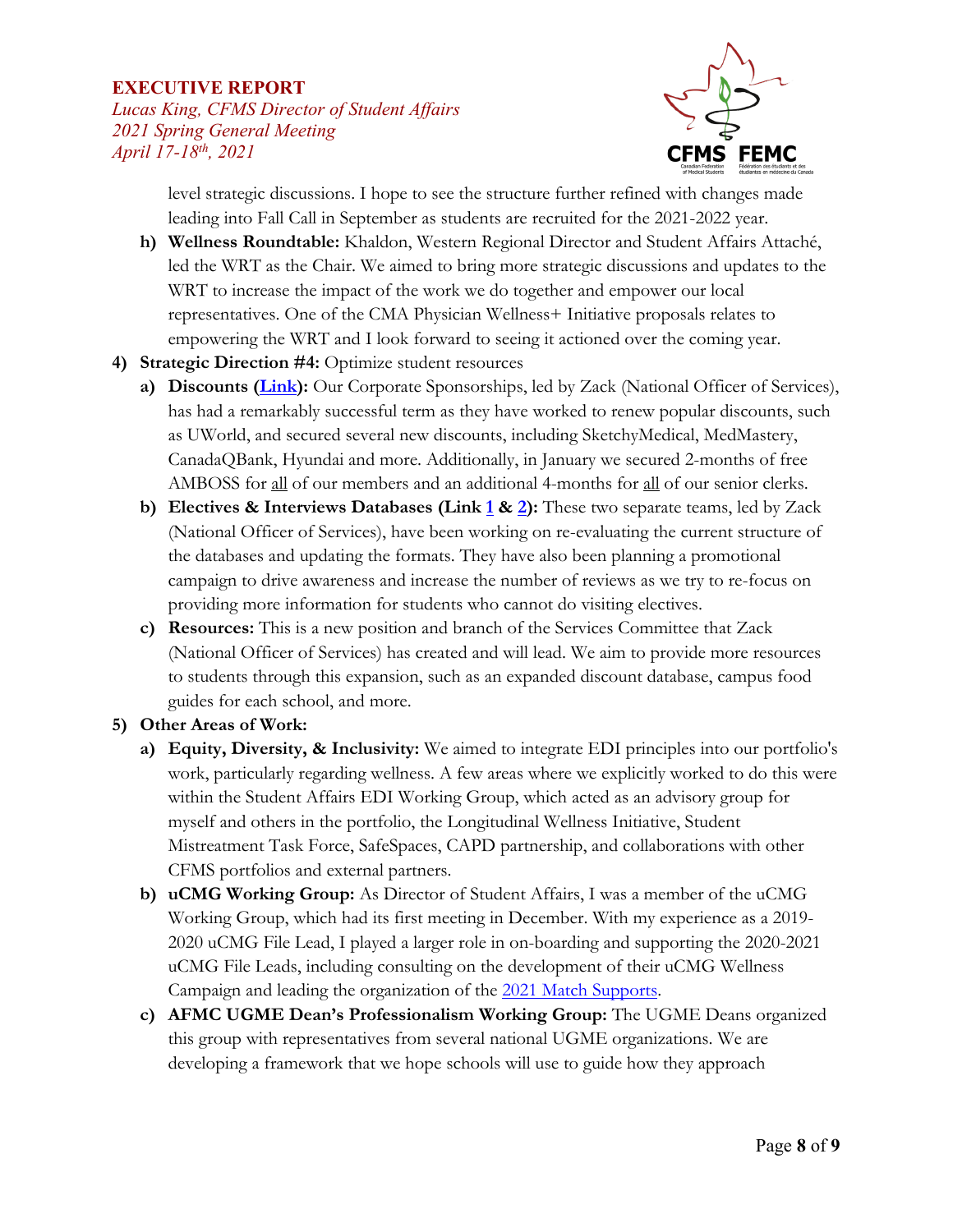level strategic discussions. I hope to see the structure further refined with changes made leading into Fall Call in September as students are recruited for the 2021-2022 year.

h) **Wellness Roundtable:** Khaldon, Western Regional Director and Student Affairs Attaché, led the WRT as the Chair. We aimed to bring more strategic discussions and updates to the WRT to increase the impact of the work we do together and empower our local representatives. One of the CMA Physician Wellness+ Initiative proposals relates to empowering the WRT and I look forward to seeing it actioned over the coming year.

4) **Strategic Direction #4:** Optimize student resources

a) **Discounts (Link):** Our Corporate Sponsorships, led by Zack (National Officer of Services), has had a remarkably successful term as they have worked to renew popular discounts, such as UWorld, and secured several new discounts, including SketchyMedical, MedMastery, CanadaQBank, Hyundai and more. Additionally, in January we secured 2-months of free AMBOSS for all of our members and an additional 4-months for all of our senior clerks.

b) **Electives & Interviews Databases (Link 1 & 2):** These two separate teams, led by Zack (National Officer of Services), have been working on re-evaluating the current structure of the databases and updating the formats. They have also been planning a promotional campaign to drive awareness and increase the number of reviews as we try to re-focus on providing more information for students who cannot do visiting electives.

c) **Resources:** This is a new position and branch of the Services Committee that Zack (National Officer of Services) has created and will lead. We aim to provide more resources to students through this expansion, such as an expanded discount database, campus food guides for each school, and more.

5) **Other Areas of Work:**

a) **Equity, Diversity, & Inclusivity:** We aimed to integrate EDI principles into our portfolio's work, particularly regarding wellness. A few areas where we explicitly worked to do this were within the Student Affairs EDI Working Group, which acted as an advisory group for myself and others in the portfolio, the Longitudinal Wellness Initiative, Student Mistreatment Task Force, SafeSpaces, CAPD partnership, and collaborations with other CFMS portfolios and external partners.

b) **uCMG Working Group:** As Director of Student Affairs, I was a member of the uCMG Working Group, which had its first meeting in December. With my experience as a 2019-2020 uCMG File Lead, I played a larger role in on-boarding and supporting the 2020-2021 uCMG File Leads, including consulting on the development of their uCMG Wellness Campaign and leading the organization of the 2021 Match Supports.

c) **AFMC UGME Dean's Professionalism Working Group:** The UGME Deans organized this group with representatives from several national UGME organizations. We are developing a framework that we hope schools will use to guide how they approach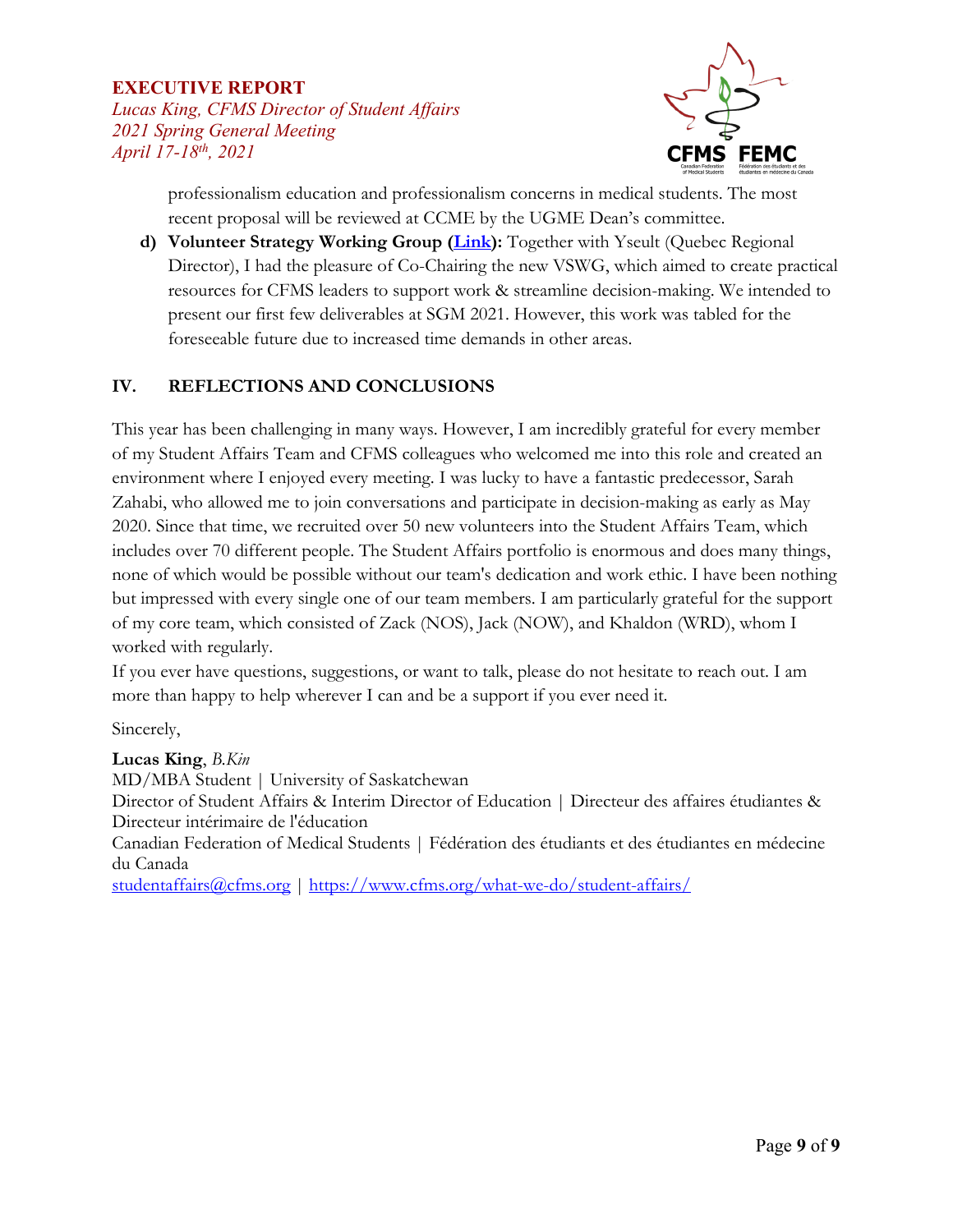professionalism education and professionalism concerns in medical students. The most recent proposal will be reviewed at CCME by the UGME Dean's committee.

d) **Volunteer Strategy Working Group ([Link](#)):** Together with Yseult (Quebec Regional Director), I had the pleasure of Co-Chairing the new VSWG, which aimed to create practical resources for CFMS leaders to support work & streamline decision-making. We intended to present our first few deliverables at SGM 2021. However, this work was tabled for the foreseeable future due to increased time demands in other areas.

## IV. REFLECTIONS AND CONCLUSIONS

This year has been challenging in many ways. However, I am incredibly grateful for every member of my Student Affairs Team and CFMS colleagues who welcomed me into this role and created an environment where I enjoyed every meeting. I was lucky to have a fantastic predecessor, Sarah Zahabi, who allowed me to join conversations and participate in decision-making as early as May 2020. Since that time, we recruited over 50 new volunteers into the Student Affairs Team, which includes over 70 different people. The Student Affairs portfolio is enormous and does many things, none of which would be possible without our team's dedication and work ethic. I have been nothing but impressed with every single one of our team members. I am particularly grateful for the support of my core team, which consisted of Zack (NOS), Jack (NOW), and Khaldon (WRD), whom I worked with regularly.

If you ever have questions, suggestions, or want to talk, please do not hesitate to reach out. I am more than happy to help wherever I can and be a support if you ever need it.

Sincerely,

**Lucas King**, *B.Kin*
MD/MBA Student | University of Saskatchewan
Director of Student Affairs & Interim Director of Education | Directeur des affaires étudiantes & Directeur intérimaire de l'éducation
Canadian Federation of Medical Students | Fédération des étudiants et des étudiantes en médecine du Canada
studentaffairs@cfms.org | https://www.cfms.org/what-we-do/student-affairs/